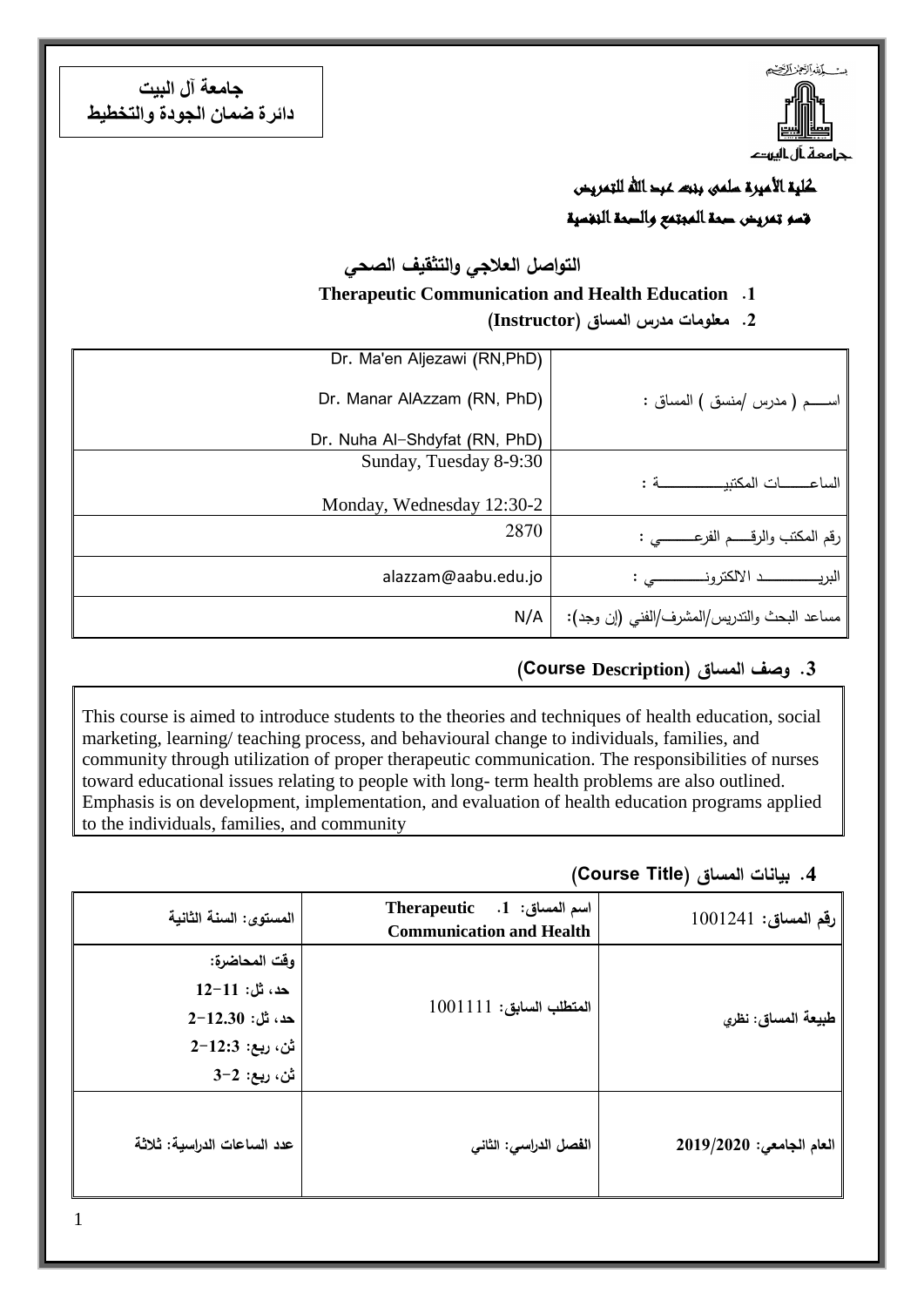**جامعة آل البيت**
**دائرة ضمان الجودة والتخطيط**

بسم الله الرحمن الرحيم

جامعة آل البيت

**كلية الأميرة سلمى بنت عبد الله للتمريض**

**قسم تمريض صحة المجتمع والصحة النفسية**

## التواصل العلاجي والتثقيف الصحي

**1. Therapeutic Communication and Health Education**

**2. معلومات مدرس المساق (Instructor)**

| | |
|---|---|
| اســـم ( مدرس /منسق ) المساق : | Dr. Ma'en Aljezawi (RN,PhD)<br>Dr. Manar AlAzzam (RN, PhD)<br>Dr. Nuha Al-Shdyfat (RN, PhD) |
| الساعـــــات المكتبيـــــــــــــة : | Sunday, Tuesday 8-9:30<br>Monday, Wednesday 12:30-2 |
| رقم المكتب والرقـــم الفرعـــــــي : | 2870 |
| البريــــــــــد الالكترونـــــــــي : | alazzam@aabu.edu.jo |
| مساعد البحث والتدريس/المشرف/الفني (إن وجد): | N/A |

**3. وصف المساق (Course Description)**

This course is aimed to introduce students to the theories and techniques of health education, social marketing, learning/ teaching process, and behavioural change to individuals, families, and community through utilization of proper therapeutic communication. The responsibilities of nurses toward educational issues relating to people with long- term health problems are also outlined. Emphasis is on development, implementation, and evaluation of health education programs applied to the individuals, families, and community

**4. بيانات المساق (Course Title)**

| | | |
|---|---|---|
| **رقم المساق:** 1001241 | **اسم المساق: 1. Therapeutic Communication and Health** | **المستوى: السنة الثانية** |
| **طبيعة المساق: نظري** | **المتطلب السابق:** 1001111 | **وقت المحاضرة:**<br>**حد، ثل: 11-12**<br>**حد، ثل: 12.30-2**<br>**ثن، ربع: 12:3-2**<br>**ثن، ربع: 2-3** |
| **العام الجامعي: 2019/2020** | **الفصل الدراسي: الثاني** | **عدد الساعات الدراسية: ثلاثة** |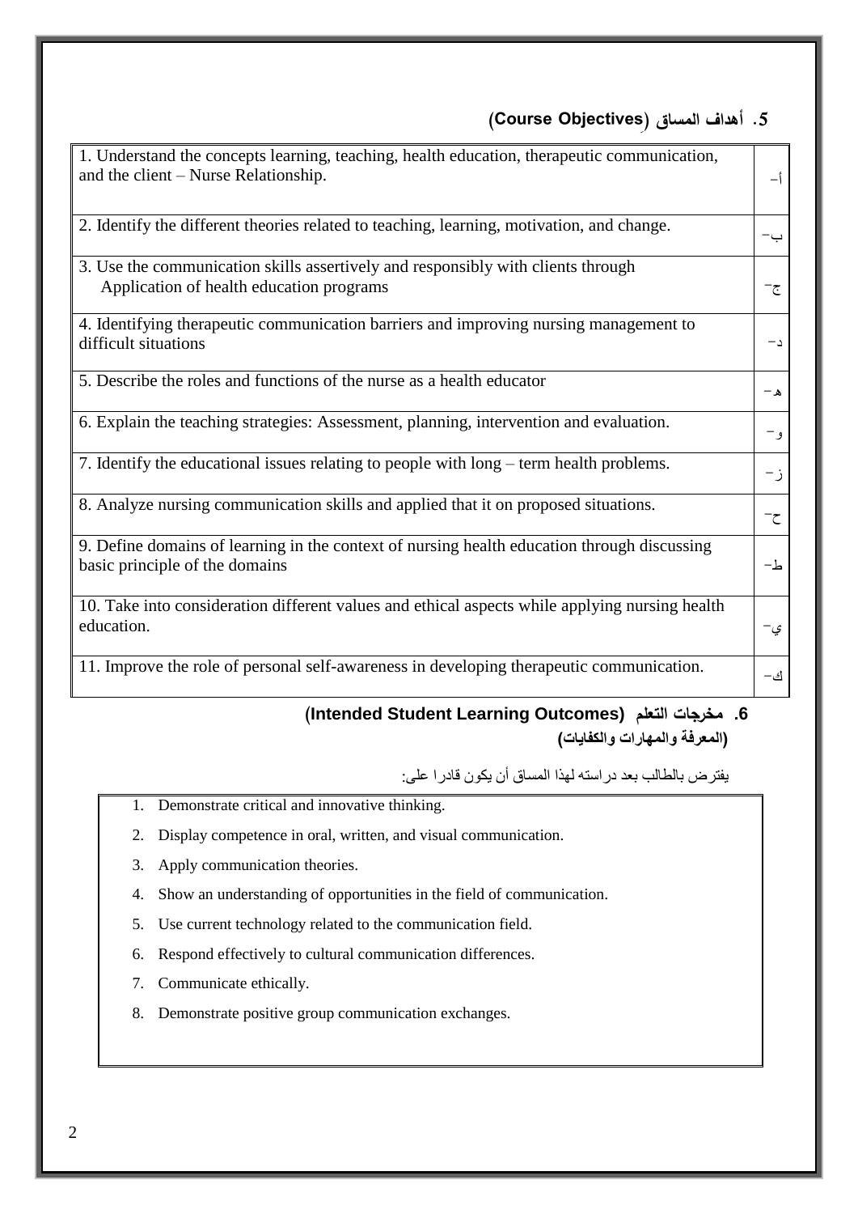### 5. أهداف المساق (Course Objectives)

| | |
|---|---|
| 1. Understand the concepts learning, teaching, health education, therapeutic communication, and the client – Nurse Relationship. | أ- |
| 2. Identify the different theories related to teaching, learning, motivation, and change. | ب- |
| 3. Use the communication skills assertively and responsibly with clients through Application of health education programs | ج- |
| 4. Identifying therapeutic communication barriers and improving nursing management to difficult situations | د- |
| 5. Describe the roles and functions of the nurse as a health educator | هـ- |
| 6. Explain the teaching strategies: Assessment, planning, intervention and evaluation. | و- |
| 7. Identify the educational issues relating to people with long – term health problems. | ز- |
| 8. Analyze nursing communication skills and applied that it on proposed situations. | ح- |
| 9. Define domains of learning in the context of nursing health education through discussing basic principle of the domains | ط- |
| 10. Take into consideration different values and ethical aspects while applying nursing health education. | ي- |
| 11. Improve the role of personal self-awareness in developing therapeutic communication. | ك- |

### 6. مخرجات التعلم (Intended Student Learning Outcomes)
**(المعرفة والمهارات والكفايات)**

يفترض بالطالب بعد دراسته لهذا المساق أن يكون قادرا على:

1. Demonstrate critical and innovative thinking.
2. Display competence in oral, written, and visual communication.
3. Apply communication theories.
4. Show an understanding of opportunities in the field of communication.
5. Use current technology related to the communication field.
6. Respond effectively to cultural communication differences.
7. Communicate ethically.
8. Demonstrate positive group communication exchanges.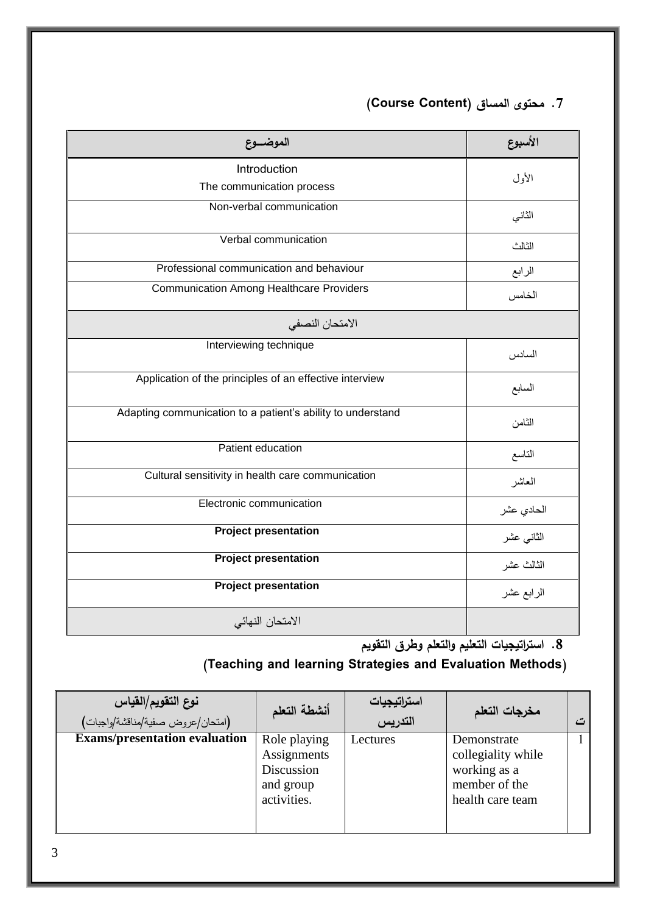## 7. محتوى المساق (Course Content)

| الأسبوع | الموضـــوع |
| --- | --- |
| الأول | Introduction<br>The communication process |
| الثاني | Non-verbal communication |
| الثالث | Verbal communication |
| الرابع | Professional communication and behaviour |
| الخامس | Communication Among Healthcare Providers |
| | الامتحان النصفي |
| السادس | Interviewing technique |
| السابع | Application of the principles of an effective interview |
| الثامن | Adapting communication to a patient's ability to understand |
| التاسع | Patient education |
| العاشر | Cultural sensitivity in health care communication |
| الحادي عشر | Electronic communication |
| الثاني عشر | **Project presentation** |
| الثالث عشر | **Project presentation** |
| الرابع عشر | **Project presentation** |
| | الامتحان النهائي |

## 8. استراتيجيات التعليم والتعلم وطرق التقويم

## (Teaching and learning Strategies and Evaluation Methods)

| ت | مخرجات التعلم | استراتيجيات التدريس | أنشطة التعلم | نوع التقويم/القياس (امتحان/عروض صفية/مناقشة/واجبات) |
| --- | --- | --- | --- | --- |
| 1 | Demonstrate collegiality while working as a member of the health care team | Lectures | Role playing Assignments Discussion and group activities. | **Exams/presentation evaluation** |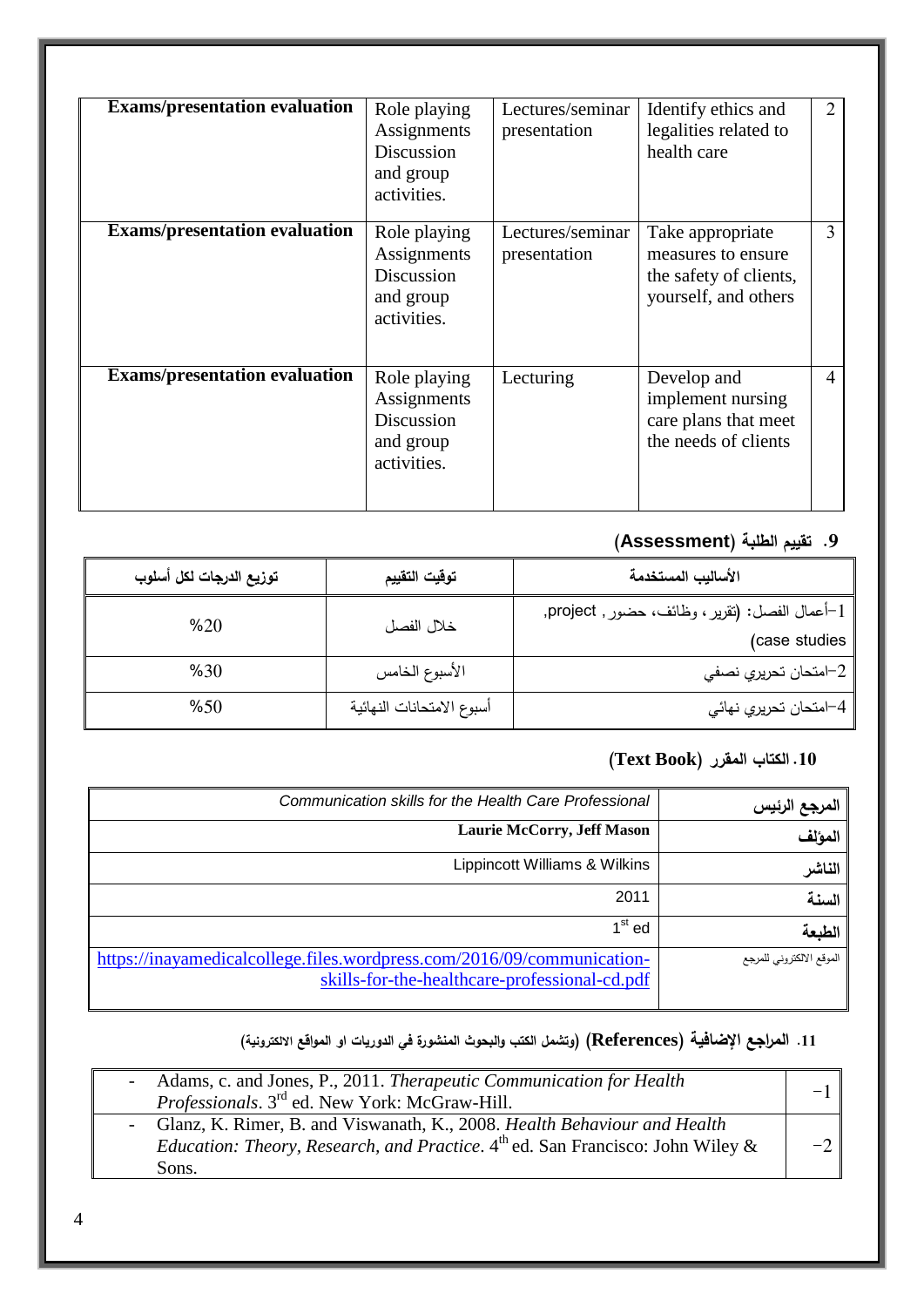| Exams/presentation evaluation | Role playing Assignments Discussion and group activities. | Lectures/seminar presentation | Identify ethics and legalities related to health care | 2 |
|---|---|---|---|---|
| **Exams/presentation evaluation** | Role playing Assignments Discussion and group activities. | Lectures/seminar presentation | Take appropriate measures to ensure the safety of clients, yourself, and others | 3 |
| **Exams/presentation evaluation** | Role playing Assignments Discussion and group activities. | Lecturing | Develop and implement nursing care plans that meet the needs of clients | 4 |

## 9. تقييم الطلبة (Assessment)

| توزيع الدرجات لكل أسلوب | توقيت التقييم | الأساليب المستخدمة |
|---|---|---|
| %20 | خلال الفصل | 1-أعمال الفصل: (تقرير، وظائف، حضور, project, case studies) |
| %30 | الأسبوع الخامس | 2-امتحان تحريري نصفي |
| %50 | أسبوع الامتحانات النهائية | 4-امتحان تحريري نهائي |

## 10. الكتاب المقرر (Text Book)

| | |
|---|---|
| *Communication skills for the Health Care Professional* | **المرجع الرئيس** |
| **Laurie McCorry, Jeff Mason** | **المؤلف** |
| Lippincott Williams & Wilkins | **الناشر** |
| 2011 | **السنة** |
| 1st ed | **الطبعة** |
| https://inayamedicalcollege.files.wordpress.com/2016/09/communication-skills-for-the-healthcare-professional-cd.pdf | الموقع الالكتروني للمرجع |

## 11. المراجع الإضافية (References) (وتشمل الكتب والبحوث المنشورة في الدوريات او المواقع الالكترونية)

| | |
|---|---|
| - Adams, c. and Jones, P., 2011. *Therapeutic Communication for Health Professionals*. 3rd ed. New York: McGraw-Hill. | 1- |
| - Glanz, K. Rimer, B. and Viswanath, K., 2008. *Health Behaviour and Health Education: Theory, Research, and Practice*. 4th ed. San Francisco: John Wiley & Sons. | 2- |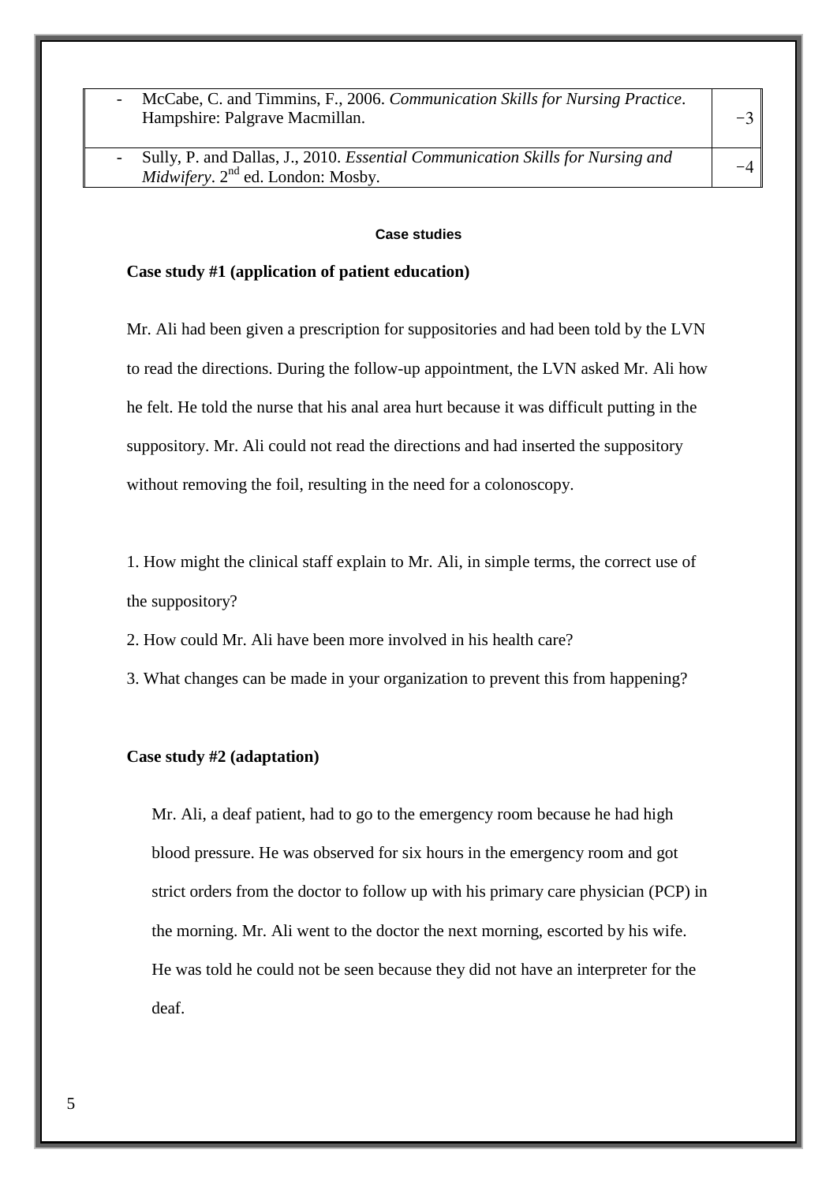| | |
|---|---|
| - McCabe, C. and Timmins, F., 2006. *Communication Skills for Nursing Practice*. Hampshire: Palgrave Macmillan. | −3 |
| - Sully, P. and Dallas, J., 2010. *Essential Communication Skills for Nursing and Midwifery*. 2nd ed. London: Mosby. | −4 |

## Case studies

**Case study #1 (application of patient education)**

Mr. Ali had been given a prescription for suppositories and had been told by the LVN to read the directions. During the follow-up appointment, the LVN asked Mr. Ali how he felt. He told the nurse that his anal area hurt because it was difficult putting in the suppository. Mr. Ali could not read the directions and had inserted the suppository without removing the foil, resulting in the need for a colonoscopy.

1. How might the clinical staff explain to Mr. Ali, in simple terms, the correct use of the suppository?
2. How could Mr. Ali have been more involved in his health care?
3. What changes can be made in your organization to prevent this from happening?

**Case study #2 (adaptation)**

Mr. Ali, a deaf patient, had to go to the emergency room because he had high blood pressure. He was observed for six hours in the emergency room and got strict orders from the doctor to follow up with his primary care physician (PCP) in the morning. Mr. Ali went to the doctor the next morning, escorted by his wife. He was told he could not be seen because they did not have an interpreter for the deaf.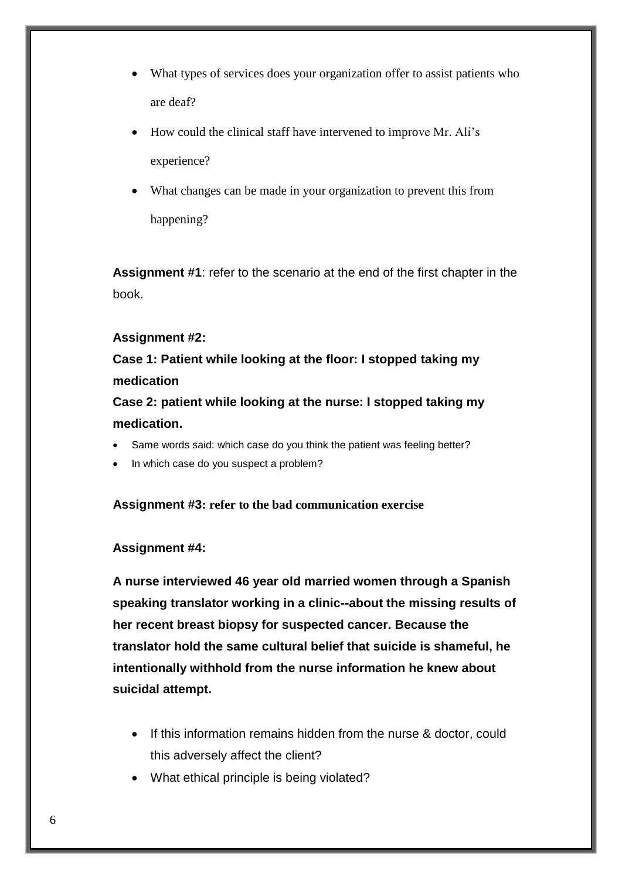- What types of services does your organization offer to assist patients who are deaf?
- How could the clinical staff have intervened to improve Mr. Ali's experience?
- What changes can be made in your organization to prevent this from happening?

**Assignment #1**: refer to the scenario at the end of the first chapter in the book.

**Assignment #2:**

**Case 1: Patient while looking at the floor: I stopped taking my medication**

**Case 2: patient while looking at the nurse: I stopped taking my medication.**

- Same words said: which case do you think the patient was feeling better?
- In which case do you suspect a problem?

**Assignment #3: refer to the bad communication exercise**

**Assignment #4:**

**A nurse interviewed 46 year old married women through a Spanish speaking translator working in a clinic--about the missing results of her recent breast biopsy for suspected cancer. Because the translator hold the same cultural belief that suicide is shameful, he intentionally withhold from the nurse information he knew about suicidal attempt.**

- If this information remains hidden from the nurse & doctor, could this adversely affect the client?
- What ethical principle is being violated?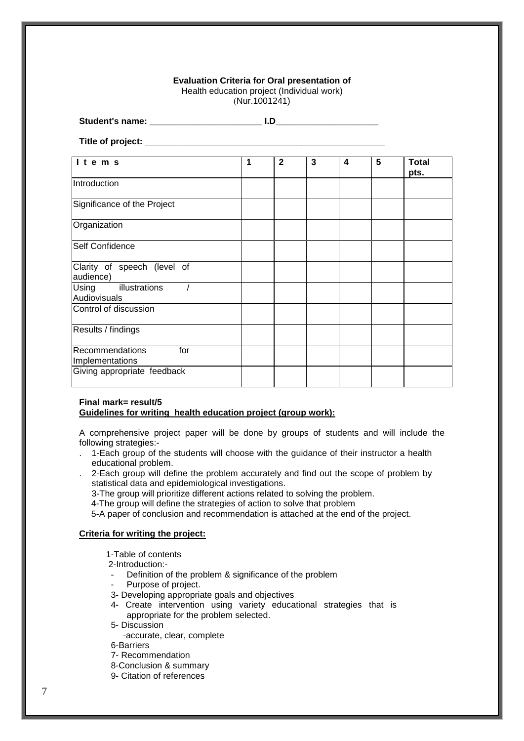**Evaluation Criteria for Oral presentation of**
Health education project (Individual work)
(Nur.1001241)

**Student's name: _______________________ I.D_____________________**

**Title of project: ___________________________________________________**

| **I t e m s** | **1** | **2** | **3** | **4** | **5** | **Total pts.** |
|---|---|---|---|---|---|---|
| Introduction | | | | | | |
| Significance of the Project | | | | | | |
| Organization | | | | | | |
| Self Confidence | | | | | | |
| Clarity of speech (level of audience) | | | | | | |
| Using illustrations / Audiovisuals | | | | | | |
| Control of discussion | | | | | | |
| Results / findings | | | | | | |
| Recommendations for Implementations | | | | | | |
| Giving appropriate feedback | | | | | | |

**Final mark= result/5**

**Guidelines for writing health education project (group work):**

A comprehensive project paper will be done by groups of students and will include the following strategies:-

1-Each group of the students will choose with the guidance of their instructor a health educational problem.
2-Each group will define the problem accurately and find out the scope of problem by statistical data and epidemiological investigations.
3-The group will prioritize different actions related to solving the problem.
4-The group will define the strategies of action to solve that problem
5-A paper of conclusion and recommendation is attached at the end of the project.

**Criteria for writing the project:**

1-Table of contents
2-Introduction:-
- Definition of the problem & significance of the problem
- Purpose of project.

3- Developing appropriate goals and objectives
4- Create intervention using variety educational strategies that is appropriate for the problem selected.
5- Discussion
-accurate, clear, complete
6-Barriers
7- Recommendation
8-Conclusion & summary
9- Citation of references